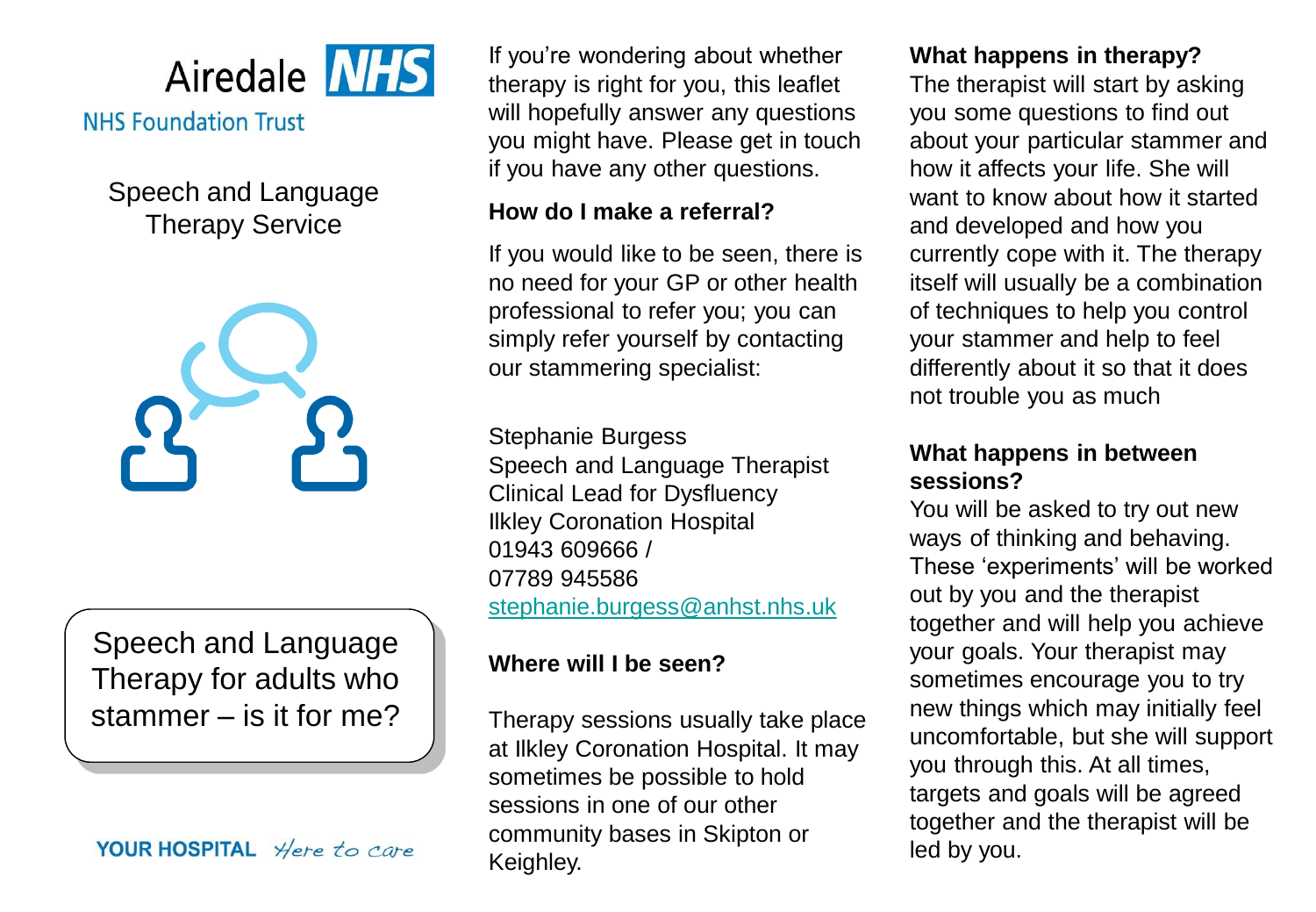Airedale NHS

NHS Foundation Trust

Speech and Language Therapy Service

# Speech and Language Therapy for adults who stammer – is it for me?

YOUR HOSPITAL *Here to care*

If you're wondering about whether therapy is right for you, this leaflet will hopefully answer any questions you might have. Please get in touch if you have any other questions.

**How do I make a referral?**

If you would like to be seen, there is no need for your GP or other health professional to refer you; you can simply refer yourself by contacting our stammering specialist:

Stephanie Burgess
Speech and Language Therapist
Clinical Lead for Dysfluency
Ilkley Coronation Hospital
01943 609666 /
07789 945586
stephanie.burgess@anhst.nhs.uk

**Where will I be seen?**

Therapy sessions usually take place at Ilkley Coronation Hospital. It may sometimes be possible to hold sessions in one of our other community bases in Skipton or Keighley.

**What happens in therapy?**

The therapist will start by asking you some questions to find out about your particular stammer and how it affects your life. She will want to know about how it started and developed and how you currently cope with it. The therapy itself will usually be a combination of techniques to help you control your stammer and help to feel differently about it so that it does not trouble you as much

**What happens in between sessions?**

You will be asked to try out new ways of thinking and behaving. These 'experiments' will be worked out by you and the therapist together and will help you achieve your goals. Your therapist may sometimes encourage you to try new things which may initially feel uncomfortable, but she will support you through this. At all times, targets and goals will be agreed together and the therapist will be led by you.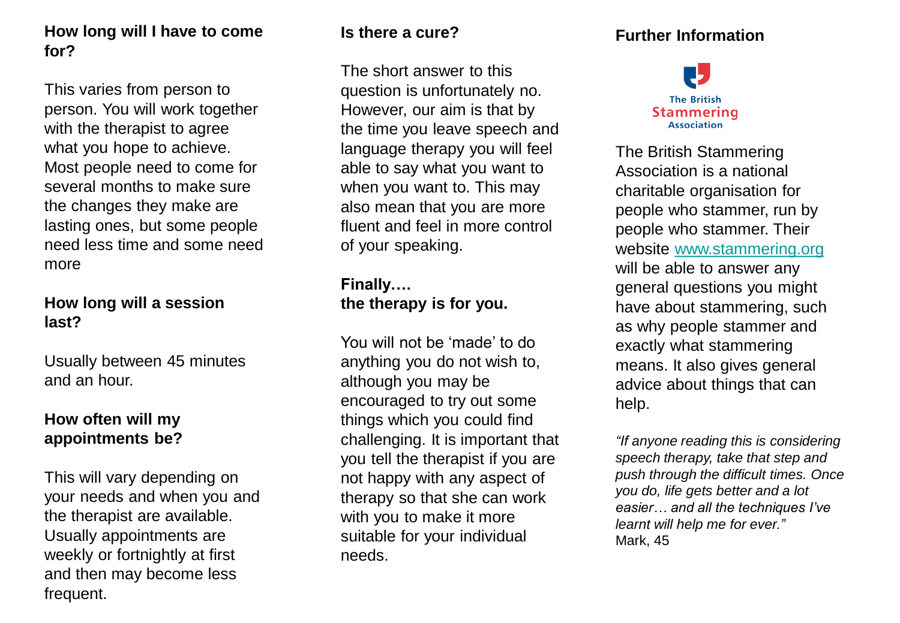## How long will I have to come for?

This varies from person to person. You will work together with the therapist to agree what you hope to achieve. Most people need to come for several months to make sure the changes they make are lasting ones, but some people need less time and some need more

## How long will a session last?

Usually between 45 minutes and an hour.

## How often will my appointments be?

This will vary depending on your needs and when you and the therapist are available. Usually appointments are weekly or fortnightly at first and then may become less frequent.

## Is there a cure?

The short answer to this question is unfortunately no. However, our aim is that by the time you leave speech and language therapy you will feel able to say what you want to when you want to. This may also mean that you are more fluent and feel in more control of your speaking.

## Finally…. the therapy is for you.

You will not be 'made' to do anything you do not wish to, although you may be encouraged to try out some things which you could find challenging. It is important that you tell the therapist if you are not happy with any aspect of therapy so that she can work with you to make it more suitable for your individual needs.

## Further Information

The British Stammering Association

The British Stammering Association is a national charitable organisation for people who stammer, run by people who stammer. Their website www.stammering.org will be able to answer any general questions you might have about stammering, such as why people stammer and exactly what stammering means. It also gives general advice about things that can help.

*"If anyone reading this is considering speech therapy, take that step and push through the difficult times. Once you do, life gets better and a lot easier… and all the techniques I've learnt will help me for ever."*
Mark, 45